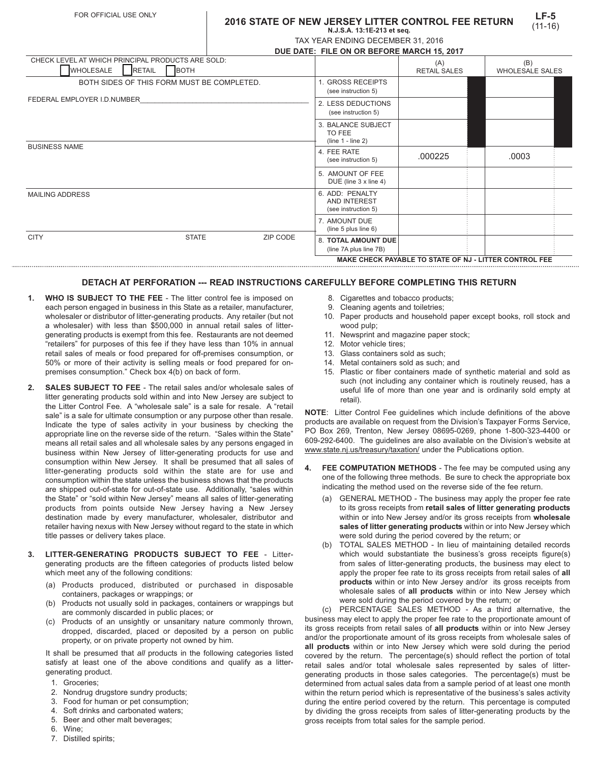FOR OFFICIAL USE ONLY

# 2016 STATE OF NEW JERSEY LITTER CONTROL FEE RETURN

**LF-5**
(11-16)

**N.J.S.A. 13:1E-213 et seq.**

TAX YEAR ENDING DECEMBER 31, 2016

**DUE DATE: FILE ON OR BEFORE MARCH 15, 2017**

CHECK LEVEL AT WHICH PRINCIPAL PRODUCTS ARE SOLD:
☐ WHOLESALE ☐ RETAIL ☐ BOTH

BOTH SIDES OF THIS FORM MUST BE COMPLETED.

FEDERAL EMPLOYER I.D.NUMBER

BUSINESS NAME

MAILING ADDRESS

CITY | STATE | ZIP CODE

| | (A) RETAIL SALES | (B) WHOLESALE SALES |
|---|---|---|
| 1. GROSS RECEIPTS (see instruction 5) | | |
| 2. LESS DEDUCTIONS (see instruction 5) | | |
| 3. BALANCE SUBJECT TO FEE (line 1 - line 2) | | |
| 4. FEE RATE (see instruction 5) | .000225 | .0003 |
| 5. AMOUNT OF FEE DUE (line 3 x line 4) | | |
| 6. ADD: PENALTY AND INTEREST (see instruction 5) | | |
| 7. AMOUNT DUE (line 5 plus line 6) | | |
| 8. **TOTAL AMOUNT DUE** (line 7A plus line 7B) | | |

**MAKE CHECK PAYABLE TO STATE OF NJ - LITTER CONTROL FEE**

## DETACH AT PERFORATION --- READ INSTRUCTIONS CAREFULLY BEFORE COMPLETING THIS RETURN

1. **WHO IS SUBJECT TO THE FEE** - The litter control fee is imposed on each person engaged in business in this State as a retailer, manufacturer, wholesaler or distributor of litter-generating products. Any retailer (but not a wholesaler) with less than $500,000 in annual retail sales of litter-generating products is exempt from this fee. Restaurants are not deemed "retailers" for purposes of this fee if they have less than 10% in annual retail sales of meals or food prepared for off-premises consumption, or 50% or more of their activity is selling meals or food prepared for on-premises consumption." Check box 4(b) on back of form.

2. **SALES SUBJECT TO FEE** - The retail sales and/or wholesale sales of litter generating products sold within and into New Jersey are subject to the Litter Control Fee. A "wholesale sale" is a sale for resale. A "retail sale" is a sale for ultimate consumption or any purpose other than resale. Indicate the type of sales activity in your business by checking the appropriate line on the reverse side of the return. "Sales within the State" means all retail sales and all wholesale sales by any persons engaged in business within New Jersey of litter-generating products for use and consumption within New Jersey. It shall be presumed that all sales of litter-generating products sold within the state are for use and consumption within the state unless the business shows that the products are shipped out-of-state for out-of-state use. Additionally, "sales within the State" or "sold within New Jersey" means all sales of litter-generating products from points outside New Jersey having a New Jersey destination made by every manufacturer, wholesaler, distributor and retailer having nexus with New Jersey without regard to the state in which title passes or delivery takes place.

3. **LITTER-GENERATING PRODUCTS SUBJECT TO FEE** - Litter-generating products are the fifteen categories of products listed below which meet any of the following conditions:
   (a) Products produced, distributed or purchased in disposable containers, packages or wrappings; or
   (b) Products not usually sold in packages, containers or wrappings but are commonly discarded in public places; or
   (c) Products of an unsightly or unsanitary nature commonly thrown, dropped, discarded, placed or deposited by a person on public property, or on private property not owned by him.

   It shall be presumed that *all* products in the following categories listed satisfy at least one of the above conditions and qualify as a litter-generating product.
   1. Groceries;
   2. Nondrug drugstore sundry products;
   3. Food for human or pet consumption;
   4. Soft drinks and carbonated waters;
   5. Beer and other malt beverages;
   6. Wine;
   7. Distilled spirits;
   8. Cigarettes and tobacco products;
   9. Cleaning agents and toiletries;
   10. Paper products and household paper except books, roll stock and wood pulp;
   11. Newsprint and magazine paper stock;
   12. Motor vehicle tires;
   13. Glass containers sold as such;
   14. Metal containers sold as such; and
   15. Plastic or fiber containers made of synthetic material and sold as such (not including any container which is routinely reused, has a useful life of more than one year and is ordinarily sold empty at retail).

**NOTE**: Litter Control Fee guidelines which include definitions of the above products are available on request from the Division's Taxpayer Forms Service, PO Box 269, Trenton, New Jersey 08695-0269, phone 1-800-323-4400 or 609-292-6400. The guidelines are also available on the Division's website at www.state.nj.us/treasury/taxation/ under the Publications option.

4. **FEE COMPUTATION METHODS** - The fee may be computed using any one of the following three methods. Be sure to check the appropriate box indicating the method used on the reverse side of the fee return.
   (a) GENERAL METHOD - The business may apply the proper fee rate to its gross receipts from **retail sales of litter generating products** within or into New Jersey and/or its gross receipts from **wholesale sales of litter generating products** within or into New Jersey which were sold during the period covered by the return; or
   (b) TOTAL SALES METHOD - In lieu of maintaining detailed records which would substantiate the business's gross receipts figure(s) from sales of litter-generating products, the business may elect to apply the proper fee rate to its gross receipts from retail sales of **all products** within or into New Jersey and/or its gross receipts from wholesale sales of **all products** within or into New Jersey which were sold during the period covered by the return; or
   (c) PERCENTAGE SALES METHOD - As a third alternative, the business may elect to apply the proper fee rate to the proportionate amount of its gross receipts from retail sales of **all products** within or into New Jersey and/or the proportionate amount of its gross receipts from wholesale sales of **all products** within or into New Jersey which were sold during the period covered by the return. The percentage(s) should reflect the portion of total retail sales and/or total wholesale sales represented by sales of litter-generating products in those sales categories. The percentage(s) must be determined from actual sales data from a sample period of at least one month within the return period which is representative of the business's sales activity during the entire period covered by the return. This percentage is computed by dividing the gross receipts from sales of litter-generating products by the gross receipts from total sales for the sample period.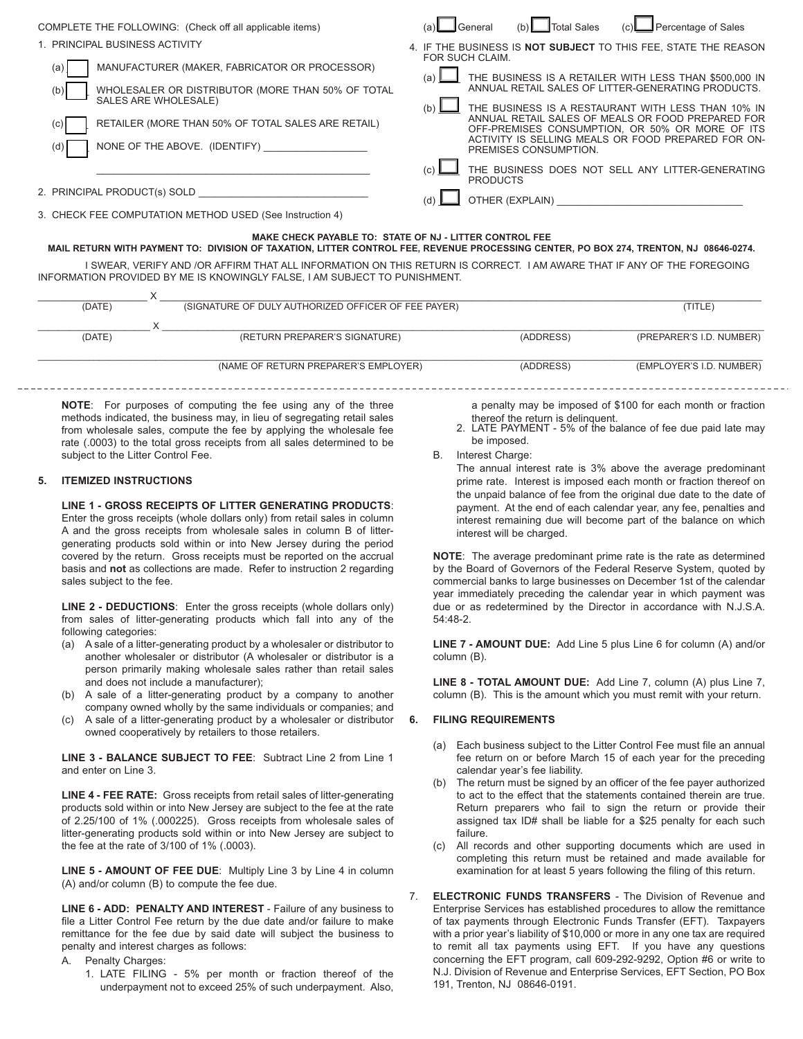COMPLETE THE FOLLOWING: (Check off all applicable items)

1. PRINCIPAL BUSINESS ACTIVITY
   - (a) ☐ MANUFACTURER (MAKER, FABRICATOR OR PROCESSOR)
   - (b) ☐ WHOLESALER OR DISTRIBUTOR (MORE THAN 50% OF TOTAL SALES ARE WHOLESALE)
   - (c) ☐ RETAILER (MORE THAN 50% OF TOTAL SALES ARE RETAIL)
   - (d) ☐ NONE OF THE ABOVE. (IDENTIFY) ____________________

     ____________________________________________________

2. PRINCIPAL PRODUCT(s) SOLD ________________________________

3. CHECK FEE COMPUTATION METHOD USED (See Instruction 4)

   (a) ☐ General (b) ☐ Total Sales (c) ☐ Percentage of Sales

4. IF THE BUSINESS IS **NOT SUBJECT** TO THIS FEE, STATE THE REASON FOR SUCH CLAIM.
   - (a) ☐ THE BUSINESS IS A RETAILER WITH LESS THAN $500,000 IN ANNUAL RETAIL SALES OF LITTER-GENERATING PRODUCTS.
   - (b) ☐ THE BUSINESS IS A RESTAURANT WITH LESS THAN 10% IN ANNUAL RETAIL SALES OF MEALS OR FOOD PREPARED FOR OFF-PREMISES CONSUMPTION, OR 50% OR MORE OF ITS ACTIVITY IS SELLING MEALS OR FOOD PREPARED FOR ON-PREMISES CONSUMPTION.
   - (c) ☐ THE BUSINESS DOES NOT SELL ANY LITTER-GENERATING PRODUCTS
   - (d) ☐ OTHER (EXPLAIN) ____________________________________

**MAKE CHECK PAYABLE TO: STATE OF NJ - LITTER CONTROL FEE**

**MAIL RETURN WITH PAYMENT TO: DIVISION OF TAXATION, LITTER CONTROL FEE, REVENUE PROCESSING CENTER, PO BOX 274, TRENTON, NJ 08646-0274.**

I SWEAR, VERIFY AND /OR AFFIRM THAT ALL INFORMATION ON THIS RETURN IS CORRECT. I AM AWARE THAT IF ANY OF THE FOREGOING INFORMATION PROVIDED BY ME IS KNOWINGLY FALSE, I AM SUBJECT TO PUNISHMENT.

__________ X ____________________________________________________

(DATE) (SIGNATURE OF DULY AUTHORIZED OFFICER OF FEE PAYER) (TITLE)

__________ X ____________________________________________________

(DATE) (RETURN PREPARER'S SIGNATURE) (ADDRESS) (PREPARER'S I.D. NUMBER)

____________________________________________________________

(NAME OF RETURN PREPARER'S EMPLOYER) (ADDRESS) (EMPLOYER'S I.D. NUMBER)

---

**NOTE**: For purposes of computing the fee using any of the three methods indicated, the business may, in lieu of segregating retail sales from wholesale sales, compute the fee by applying the wholesale fee rate (.0003) to the total gross receipts from all sales determined to be subject to the Litter Control Fee.

## 5. ITEMIZED INSTRUCTIONS

**LINE 1 - GROSS RECEIPTS OF LITTER GENERATING PRODUCTS**: Enter the gross receipts (whole dollars only) from retail sales in column A and the gross receipts from wholesale sales in column B of litter-generating products sold within or into New Jersey during the period covered by the return. Gross receipts must be reported on the accrual basis and **not** as collections are made. Refer to instruction 2 regarding sales subject to the fee.

**LINE 2 - DEDUCTIONS**: Enter the gross receipts (whole dollars only) from sales of litter-generating products which fall into any of the following categories:

- (a) A sale of a litter-generating product by a wholesaler or distributor to another wholesaler or distributor (A wholesaler or distributor is a person primarily making wholesale sales rather than retail sales and does not include a manufacturer);
- (b) A sale of a litter-generating product by a company to another company owned wholly by the same individuals or companies; and
- (c) A sale of a litter-generating product by a wholesaler or distributor owned cooperatively by retailers to those retailers.

**LINE 3 - BALANCE SUBJECT TO FEE**: Subtract Line 2 from Line 1 and enter on Line 3.

**LINE 4 - FEE RATE:** Gross receipts from retail sales of litter-generating products sold within or into New Jersey are subject to the fee at the rate of 2.25/100 of 1% (.000225). Gross receipts from wholesale sales of litter-generating products sold within or into New Jersey are subject to the fee at the rate of 3/100 of 1% (.0003).

**LINE 5 - AMOUNT OF FEE DUE**: Multiply Line 3 by Line 4 in column (A) and/or column (B) to compute the fee due.

**LINE 6 - ADD: PENALTY AND INTEREST** - Failure of any business to file a Litter Control Fee return by the due date and/or failure to make remittance for the fee due by said date will subject the business to penalty and interest charges as follows:

A. Penalty Charges:
   1. LATE FILING - 5% per month or fraction thereof of the underpayment not to exceed 25% of such underpayment. Also, a penalty may be imposed of $100 for each month or fraction thereof the return is delinquent.
   2. LATE PAYMENT - 5% of the balance of fee due paid late may be imposed.

B. Interest Charge:
   The annual interest rate is 3% above the average predominant prime rate. Interest is imposed each month or fraction thereof on the unpaid balance of fee from the original due date to the date of payment. At the end of each calendar year, any fee, penalties and interest remaining due will become part of the balance on which interest will be charged.

**NOTE**: The average predominant prime rate is the rate as determined by the Board of Governors of the Federal Reserve System, quoted by commercial banks to large businesses on December 1st of the calendar year immediately preceding the calendar year in which payment was due or as redetermined by the Director in accordance with N.J.S.A. 54:48-2.

**LINE 7 - AMOUNT DUE:** Add Line 5 plus Line 6 for column (A) and/or column (B).

**LINE 8 - TOTAL AMOUNT DUE:** Add Line 7, column (A) plus Line 7, column (B). This is the amount which you must remit with your return.

## 6. FILING REQUIREMENTS

- (a) Each business subject to the Litter Control Fee must file an annual fee return on or before March 15 of each year for the preceding calendar year's fee liability.
- (b) The return must be signed by an officer of the fee payer authorized to act to the effect that the statements contained therein are true. Return preparers who fail to sign the return or provide their assigned tax ID# shall be liable for a $25 penalty for each such failure.
- (c) All records and other supporting documents which are used in completing this return must be retained and made available for examination for at least 5 years following the filing of this return.

7. **ELECTRONIC FUNDS TRANSFERS** - The Division of Revenue and Enterprise Services has established procedures to allow the remittance of tax payments through Electronic Funds Transfer (EFT). Taxpayers with a prior year's liability of $10,000 or more in any one tax are required to remit all tax payments using EFT. If you have any questions concerning the EFT program, call 609-292-9292, Option #6 or write to N.J. Division of Revenue and Enterprise Services, EFT Section, PO Box 191, Trenton, NJ 08646-0191.